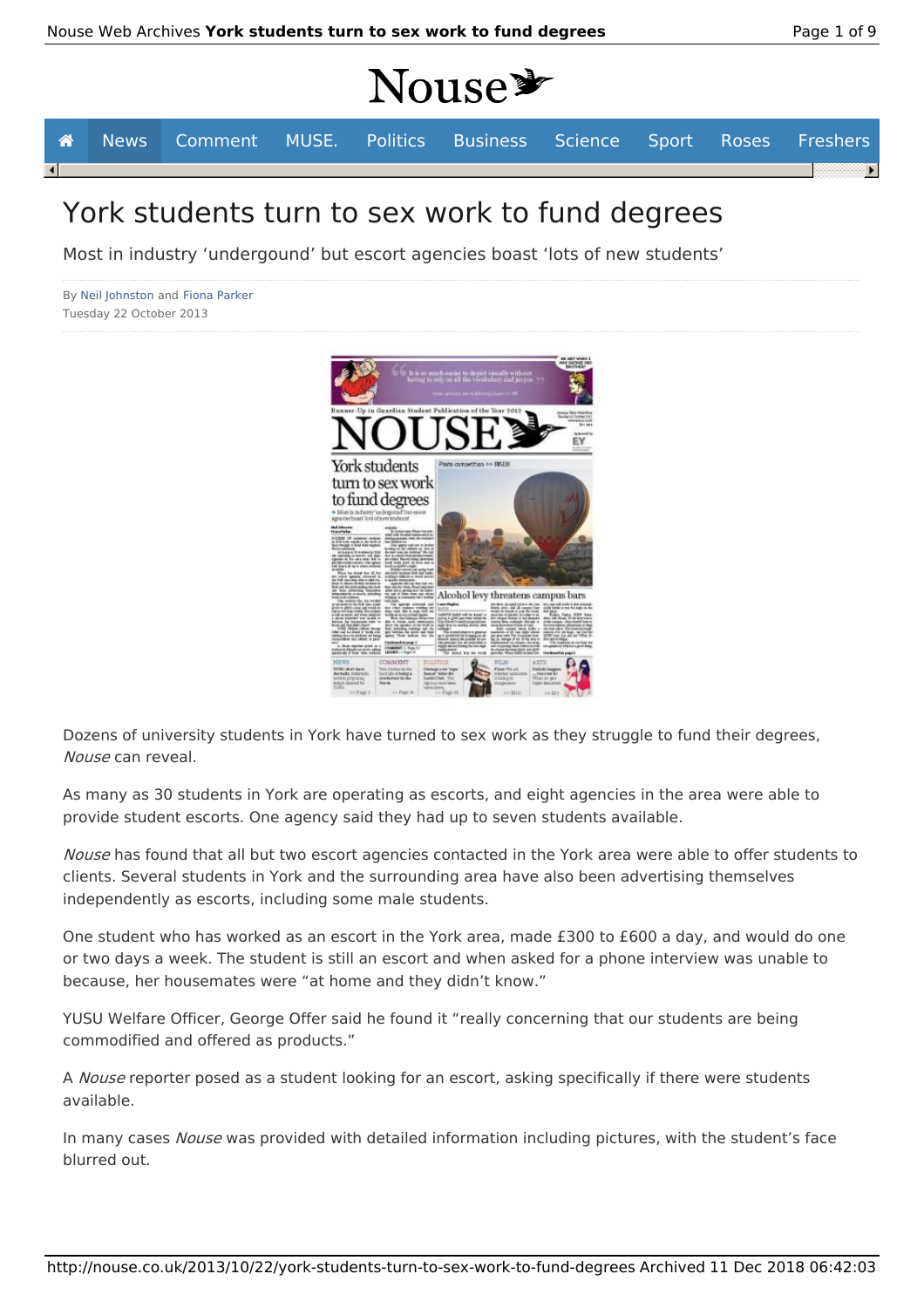# York students turn to sex work to fund degrees

Most in industry 'undergound' but escort agencies boast 'lots of new students'

By Neil Johnston and Fiona Parker
Tuesday 22 October 2013

Dozens of university students in York have turned to sex work as they struggle to fund their degrees, *Nouse* can reveal.

As many as 30 students in York are operating as escorts, and eight agencies in the area were able to provide student escorts. One agency said they had up to seven students available.

*Nouse* has found that all but two escort agencies contacted in the York area were able to offer students to clients. Several students in York and the surrounding area have also been advertising themselves independently as escorts, including some male students.

One student who has worked as an escort in the York area, made £300 to £600 a day, and would do one or two days a week. The student is still an escort and when asked for a phone interview was unable to because, her housemates were "at home and they didn't know."

YUSU Welfare Officer, George Offer said he found it "really concerning that our students are being commodified and offered as products."

A *Nouse* reporter posed as a student looking for an escort, asking specifically if there were students available.

In many cases *Nouse* was provided with detailed information including pictures, with the student's face blurred out.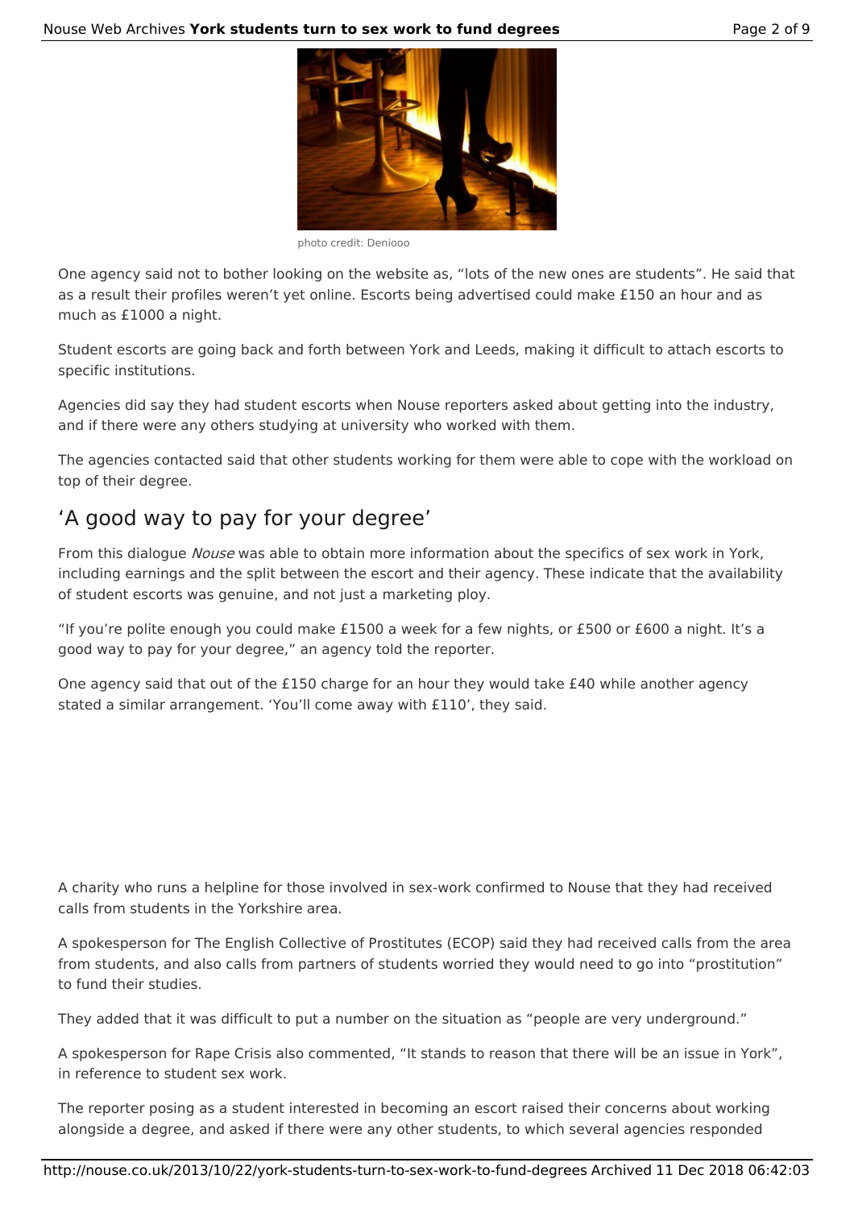photo credit: Deniooo

One agency said not to bother looking on the website as, "lots of the new ones are students". He said that as a result their profiles weren't yet online. Escorts being advertised could make £150 an hour and as much as £1000 a night.

Student escorts are going back and forth between York and Leeds, making it difficult to attach escorts to specific institutions.

Agencies did say they had student escorts when Nouse reporters asked about getting into the industry, and if there were any others studying at university who worked with them.

The agencies contacted said that other students working for them were able to cope with the workload on top of their degree.

## 'A good way to pay for your degree'

From this dialogue *Nouse* was able to obtain more information about the specifics of sex work in York, including earnings and the split between the escort and their agency. These indicate that the availability of student escorts was genuine, and not just a marketing ploy.

"If you're polite enough you could make £1500 a week for a few nights, or £500 or £600 a night. It's a good way to pay for your degree," an agency told the reporter.

One agency said that out of the £150 charge for an hour they would take £40 while another agency stated a similar arrangement. 'You'll come away with £110', they said.

A charity who runs a helpline for those involved in sex-work confirmed to Nouse that they had received calls from students in the Yorkshire area.

A spokesperson for The English Collective of Prostitutes (ECOP) said they had received calls from the area from students, and also calls from partners of students worried they would need to go into "prostitution" to fund their studies.

They added that it was difficult to put a number on the situation as "people are very underground."

A spokesperson for Rape Crisis also commented, "It stands to reason that there will be an issue in York", in reference to student sex work.

The reporter posing as a student interested in becoming an escort raised their concerns about working alongside a degree, and asked if there were any other students, to which several agencies responded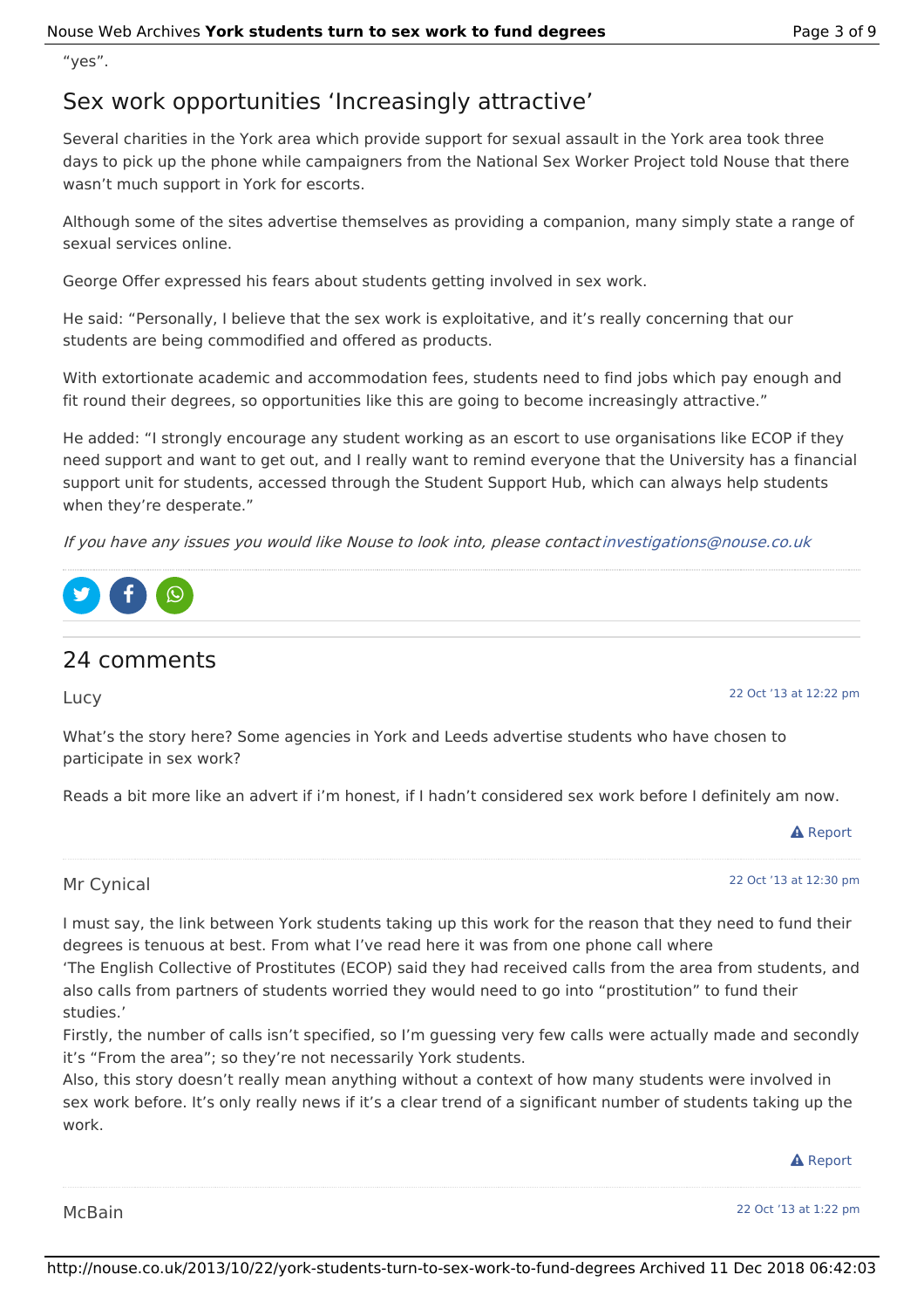"yes".

## Sex work opportunities 'Increasingly attractive'

Several charities in the York area which provide support for sexual assault in the York area took three days to pick up the phone while campaigners from the National Sex Worker Project told Nouse that there wasn't much support in York for escorts.

Although some of the sites advertise themselves as providing a companion, many simply state a range of sexual services online.

George Offer expressed his fears about students getting involved in sex work.

He said: "Personally, I believe that the sex work is exploitative, and it's really concerning that our students are being commodified and offered as products.

With extortionate academic and accommodation fees, students need to find jobs which pay enough and fit round their degrees, so opportunities like this are going to become increasingly attractive."

He added: "I strongly encourage any student working as an escort to use organisations like ECOP if they need support and want to get out, and I really want to remind everyone that the University has a financial support unit for students, accessed through the Student Support Hub, which can always help students when they're desperate."

*If you have any issues you would like Nouse to look into, please contact investigations@nouse.co.uk*

## 24 comments

Lucy — 22 Oct '13 at 12:22 pm

What's the story here? Some agencies in York and Leeds advertise students who have chosen to participate in sex work?

Reads a bit more like an advert if i'm honest, if I hadn't considered sex work before I definitely am now.

Report

Mr Cynical — 22 Oct '13 at 12:30 pm

I must say, the link between York students taking up this work for the reason that they need to fund their degrees is tenuous at best. From what I've read here it was from one phone call where
'The English Collective of Prostitutes (ECOP) said they had received calls from the area from students, and also calls from partners of students worried they would need to go into "prostitution" to fund their studies.'
Firstly, the number of calls isn't specified, so I'm guessing very few calls were actually made and secondly it's "From the area"; so they're not necessarily York students.
Also, this story doesn't really mean anything without a context of how many students were involved in sex work before. It's only really news if it's a clear trend of a significant number of students taking up the work.

Report

McBain — 22 Oct '13 at 1:22 pm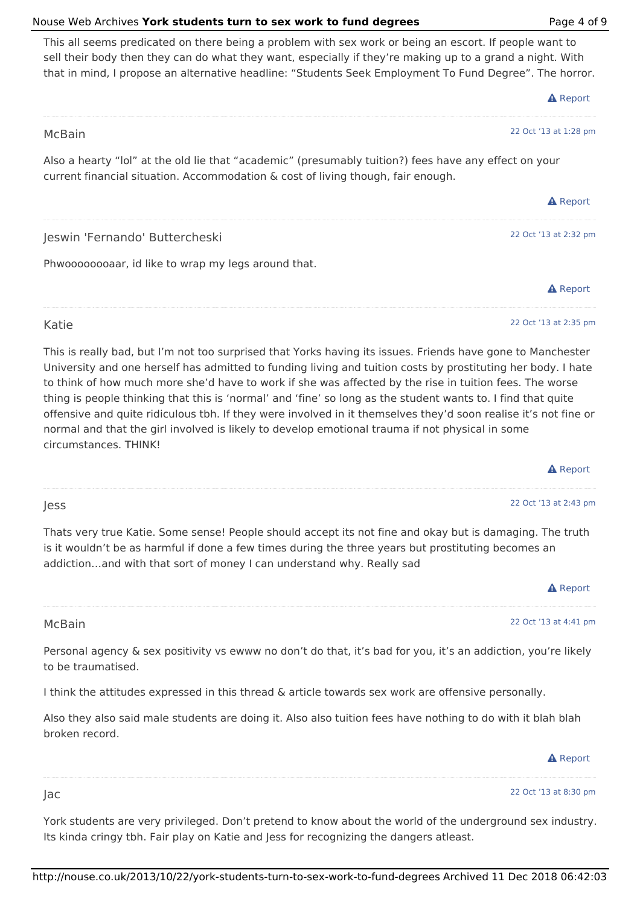This all seems predicated on there being a problem with sex work or being an escort. If people want to sell their body then they can do what they want, especially if they're making up to a grand a night. With that in mind, I propose an alternative headline: "Students Seek Employment To Fund Degree". The horror.

Report

---

McBain

22 Oct '13 at 1:28 pm

Also a hearty "lol" at the old lie that "academic" (presumably tuition?) fees have any effect on your current financial situation. Accommodation & cost of living though, fair enough.

Report

---

Jeswin 'Fernando' Buttercheski

22 Oct '13 at 2:32 pm

Phwoooooooaar, id like to wrap my legs around that.

Report

---

Katie

22 Oct '13 at 2:35 pm

This is really bad, but I'm not too surprised that Yorks having its issues. Friends have gone to Manchester University and one herself has admitted to funding living and tuition costs by prostituting her body. I hate to think of how much more she'd have to work if she was affected by the rise in tuition fees. The worse thing is people thinking that this is 'normal' and 'fine' so long as the student wants to. I find that quite offensive and quite ridiculous tbh. If they were involved in it themselves they'd soon realise it's not fine or normal and that the girl involved is likely to develop emotional trauma if not physical in some circumstances. THINK!

Report

---

Jess

22 Oct '13 at 2:43 pm

Thats very true Katie. Some sense! People should accept its not fine and okay but is damaging. The truth is it wouldn't be as harmful if done a few times during the three years but prostituting becomes an addiction…and with that sort of money I can understand why. Really sad

Report

---

McBain

22 Oct '13 at 4:41 pm

Personal agency & sex positivity vs ewww no don't do that, it's bad for you, it's an addiction, you're likely to be traumatised.

I think the attitudes expressed in this thread & article towards sex work are offensive personally.

Also they also said male students are doing it. Also also tuition fees have nothing to do with it blah blah broken record.

Report

---

Jac

22 Oct '13 at 8:30 pm

York students are very privileged. Don't pretend to know about the world of the underground sex industry. Its kinda cringy tbh. Fair play on Katie and Jess for recognizing the dangers atleast.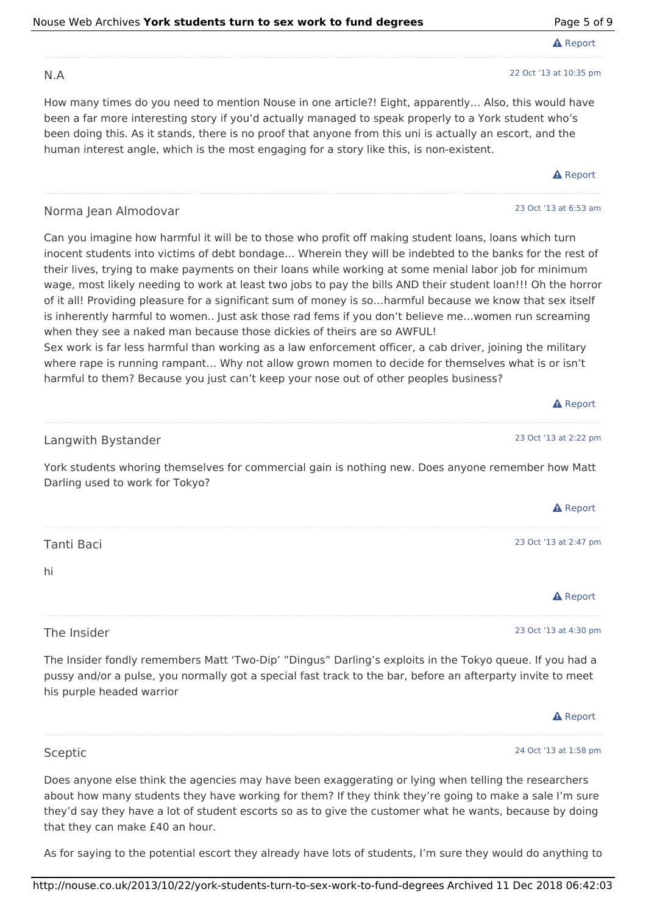Report

N.A

22 Oct '13 at 10:35 pm

How many times do you need to mention Nouse in one article?! Eight, apparently… Also, this would have been a far more interesting story if you'd actually managed to speak properly to a York student who's been doing this. As it stands, there is no proof that anyone from this uni is actually an escort, and the human interest angle, which is the most engaging for a story like this, is non-existent.

Report

Norma Jean Almodovar

23 Oct '13 at 6:53 am

Can you imagine how harmful it will be to those who profit off making student loans, loans which turn inocent students into victims of debt bondage… Wherein they will be indebted to the banks for the rest of their lives, trying to make payments on their loans while working at some menial labor job for minimum wage, most likely needing to work at least two jobs to pay the bills AND their student loan!!! Oh the horror of it all! Providing pleasure for a significant sum of money is so…harmful because we know that sex itself is inherently harmful to women.. Just ask those rad fems if you don't believe me…women run screaming when they see a naked man because those dickies of theirs are so AWFUL!
Sex work is far less harmful than working as a law enforcement officer, a cab driver, joining the military where rape is running rampant… Why not allow grown momen to decide for themselves what is or isn't harmful to them? Because you just can't keep your nose out of other peoples business?

Report

Langwith Bystander

23 Oct '13 at 2:22 pm

York students whoring themselves for commercial gain is nothing new. Does anyone remember how Matt Darling used to work for Tokyo?

Report

Tanti Baci

23 Oct '13 at 2:47 pm

hi

Report

The Insider

23 Oct '13 at 4:30 pm

The Insider fondly remembers Matt 'Two-Dip' "Dingus" Darling's exploits in the Tokyo queue. If you had a pussy and/or a pulse, you normally got a special fast track to the bar, before an afterparty invite to meet his purple headed warrior

Report

Sceptic

24 Oct '13 at 1:58 pm

Does anyone else think the agencies may have been exaggerating or lying when telling the researchers about how many students they have working for them? If they think they're going to make a sale I'm sure they'd say they have a lot of student escorts so as to give the customer what he wants, because by doing that they can make £40 an hour.

As for saying to the potential escort they already have lots of students, I'm sure they would do anything to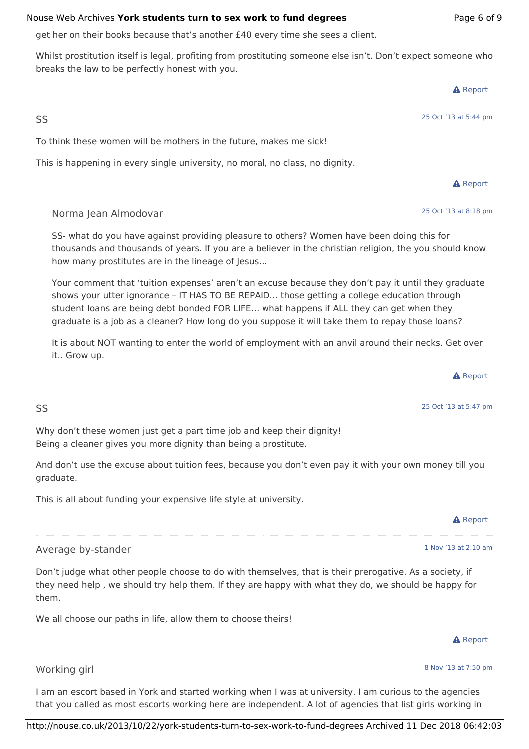get her on their books because that's another £40 every time she sees a client.

Whilst prostitution itself is legal, profiting from prostituting someone else isn't. Don't expect someone who breaks the law to be perfectly honest with you.

Report

---

SS

25 Oct '13 at 5:44 pm

To think these women will be mothers in the future, makes me sick!

This is happening in every single university, no moral, no class, no dignity.

Report

---

Norma Jean Almodovar

25 Oct '13 at 8:18 pm

SS- what do you have against providing pleasure to others? Women have been doing this for thousands and thousands of years. If you are a believer in the christian religion, the you should know how many prostitutes are in the lineage of Jesus…

Your comment that 'tuition expenses' aren't an excuse because they don't pay it until they graduate shows your utter ignorance – IT HAS TO BE REPAID… those getting a college education through student loans are being debt bonded FOR LIFE… what happens if ALL they can get when they graduate is a job as a cleaner? How long do you suppose it will take them to repay those loans?

It is about NOT wanting to enter the world of employment with an anvil around their necks. Get over it.. Grow up.

Report

---

SS

25 Oct '13 at 5:47 pm

Why don't these women just get a part time job and keep their dignity!
Being a cleaner gives you more dignity than being a prostitute.

And don't use the excuse about tuition fees, because you don't even pay it with your own money till you graduate.

This is all about funding your expensive life style at university.

Report

---

Average by-stander

1 Nov '13 at 2:10 am

Don't judge what other people choose to do with themselves, that is their prerogative. As a society, if they need help , we should try help them. If they are happy with what they do, we should be happy for them.

We all choose our paths in life, allow them to choose theirs!

Report

---

Working girl

8 Nov '13 at 7:50 pm

I am an escort based in York and started working when I was at university. I am curious to the agencies that you called as most escorts working here are independent. A lot of agencies that list girls working in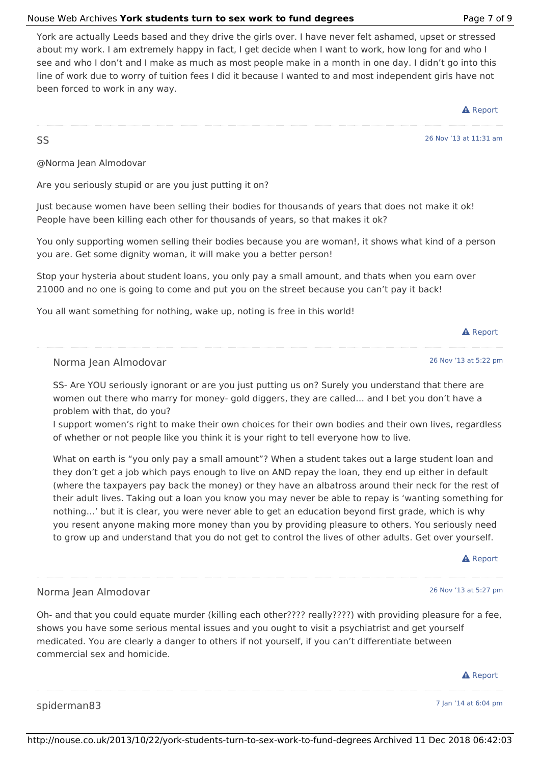York are actually Leeds based and they drive the girls over. I have never felt ashamed, upset or stressed about my work. I am extremely happy in fact, I get decide when I want to work, how long for and who I see and who I don't and I make as much as most people make in a month in one day. I didn't go into this line of work due to worry of tuition fees I did it because I wanted to and most independent girls have not been forced to work in any way.

Report

SS

26 Nov '13 at 11:31 am

@Norma Jean Almodovar

Are you seriously stupid or are you just putting it on?

Just because women have been selling their bodies for thousands of years that does not make it ok! People have been killing each other for thousands of years, so that makes it ok?

You only supporting women selling their bodies because you are woman!, it shows what kind of a person you are. Get some dignity woman, it will make you a better person!

Stop your hysteria about student loans, you only pay a small amount, and thats when you earn over 21000 and no one is going to come and put you on the street because you can't pay it back!

You all want something for nothing, wake up, noting is free in this world!

Report

Norma Jean Almodovar

26 Nov '13 at 5:22 pm

SS- Are YOU seriously ignorant or are you just putting us on? Surely you understand that there are women out there who marry for money- gold diggers, they are called… and I bet you don't have a problem with that, do you?
I support women's right to make their own choices for their own bodies and their own lives, regardless of whether or not people like you think it is your right to tell everyone how to live.

What on earth is "you only pay a small amount"? When a student takes out a large student loan and they don't get a job which pays enough to live on AND repay the loan, they end up either in default (where the taxpayers pay back the money) or they have an albatross around their neck for the rest of their adult lives. Taking out a loan you know you may never be able to repay is 'wanting something for nothing…' but it is clear, you were never able to get an education beyond first grade, which is why you resent anyone making more money than you by providing pleasure to others. You seriously need to grow up and understand that you do not get to control the lives of other adults. Get over yourself.

Report

Norma Jean Almodovar

26 Nov '13 at 5:27 pm

Oh- and that you could equate murder (killing each other???? really????) with providing pleasure for a fee, shows you have some serious mental issues and you ought to visit a psychiatrist and get yourself medicated. You are clearly a danger to others if not yourself, if you can't differentiate between commercial sex and homicide.

Report

spiderman83

7 Jan '14 at 6:04 pm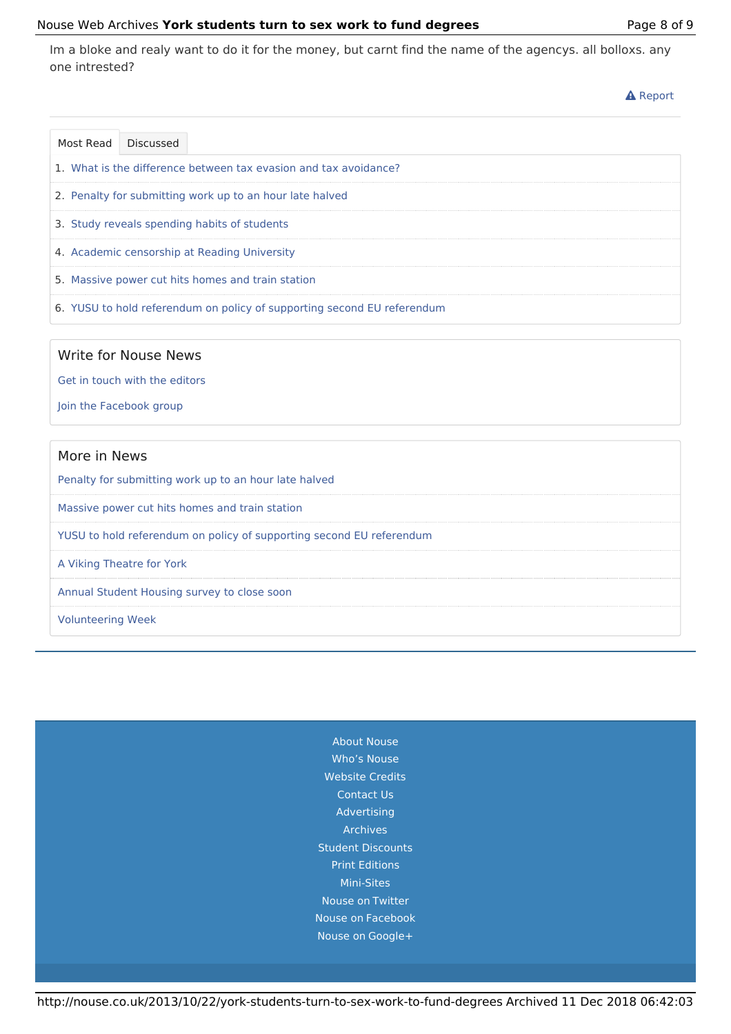Im a bloke and realy want to do it for the money, but carnt find the name of the agencys. all bolloxs. any one intrested?

Report

Most Read | Discussed

1. What is the difference between tax evasion and tax avoidance?
2. Penalty for submitting work up to an hour late halved
3. Study reveals spending habits of students
4. Academic censorship at Reading University
5. Massive power cut hits homes and train station
6. YUSU to hold referendum on policy of supporting second EU referendum

## Write for Nouse News

Get in touch with the editors

Join the Facebook group

## More in News

Penalty for submitting work up to an hour late halved

Massive power cut hits homes and train station

YUSU to hold referendum on policy of supporting second EU referendum

A Viking Theatre for York

Annual Student Housing survey to close soon

Volunteering Week

About Nouse
Who's Nouse
Website Credits
Contact Us
Advertising
Archives
Student Discounts
Print Editions
Mini-Sites
Nouse on Twitter
Nouse on Facebook
Nouse on Google+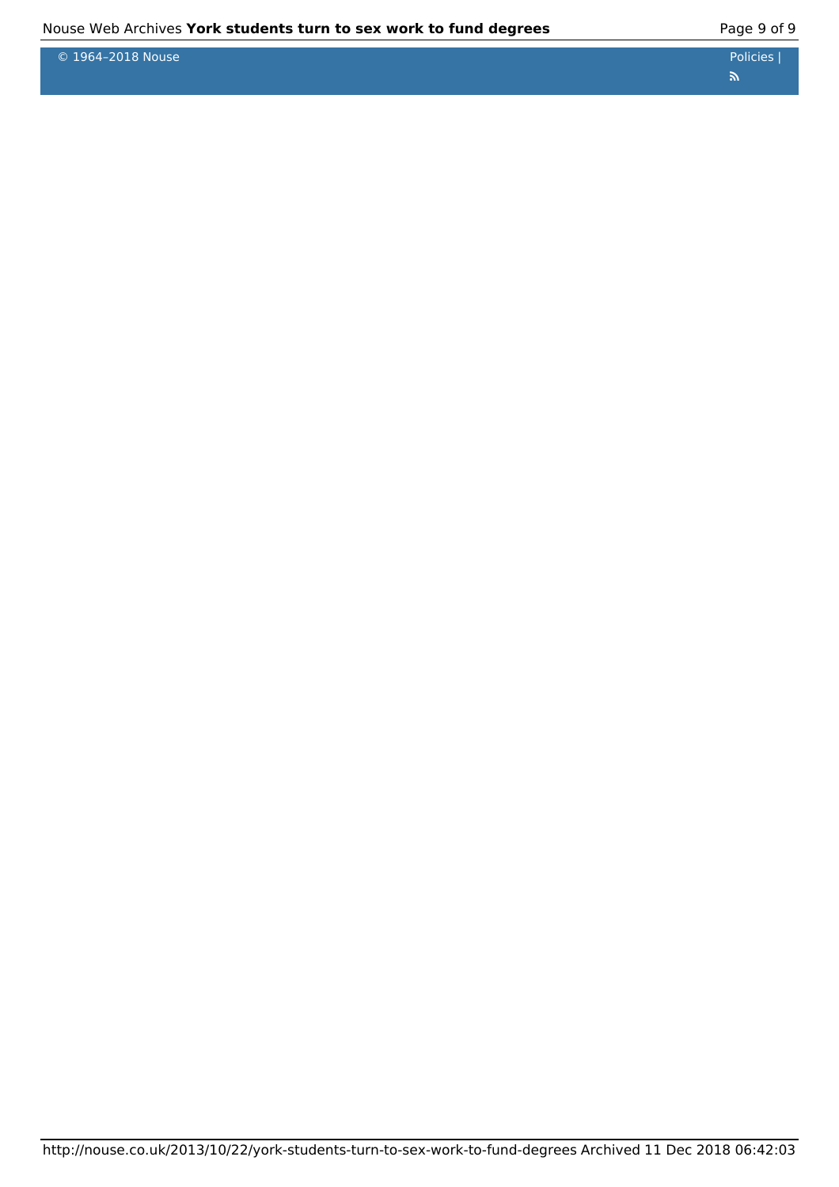© 1964–2018 Nouse

Policies |